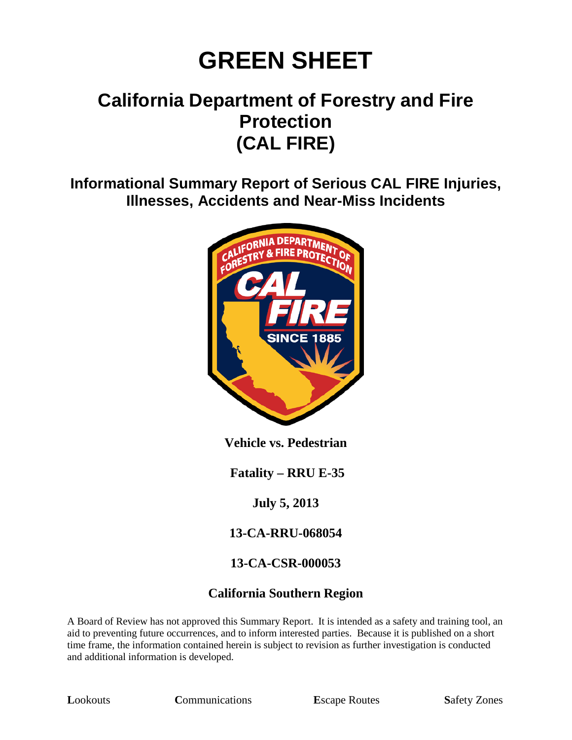# GREEN SHEET

## California Department of Forestry and Fire Protection (CAL FIRE)

### Informational Summary Report of Serious CAL FIRE Injuries, Illnesses, Accidents and Near-Miss Incidents

**Vehicle vs. Pedestrian**

**Fatality – RRU E-35**

**July 5, 2013**

**13-CA-RRU-068054**

**13-CA-CSR-000053**

**California Southern Region**

A Board of Review has not approved this Summary Report. It is intended as a safety and training tool, an aid to preventing future occurrences, and to inform interested parties. Because it is published on a short time frame, the information contained herein is subject to revision as further investigation is conducted and additional information is developed.

**L**ookouts **C**ommunications **E**scape Routes **S**afety Zones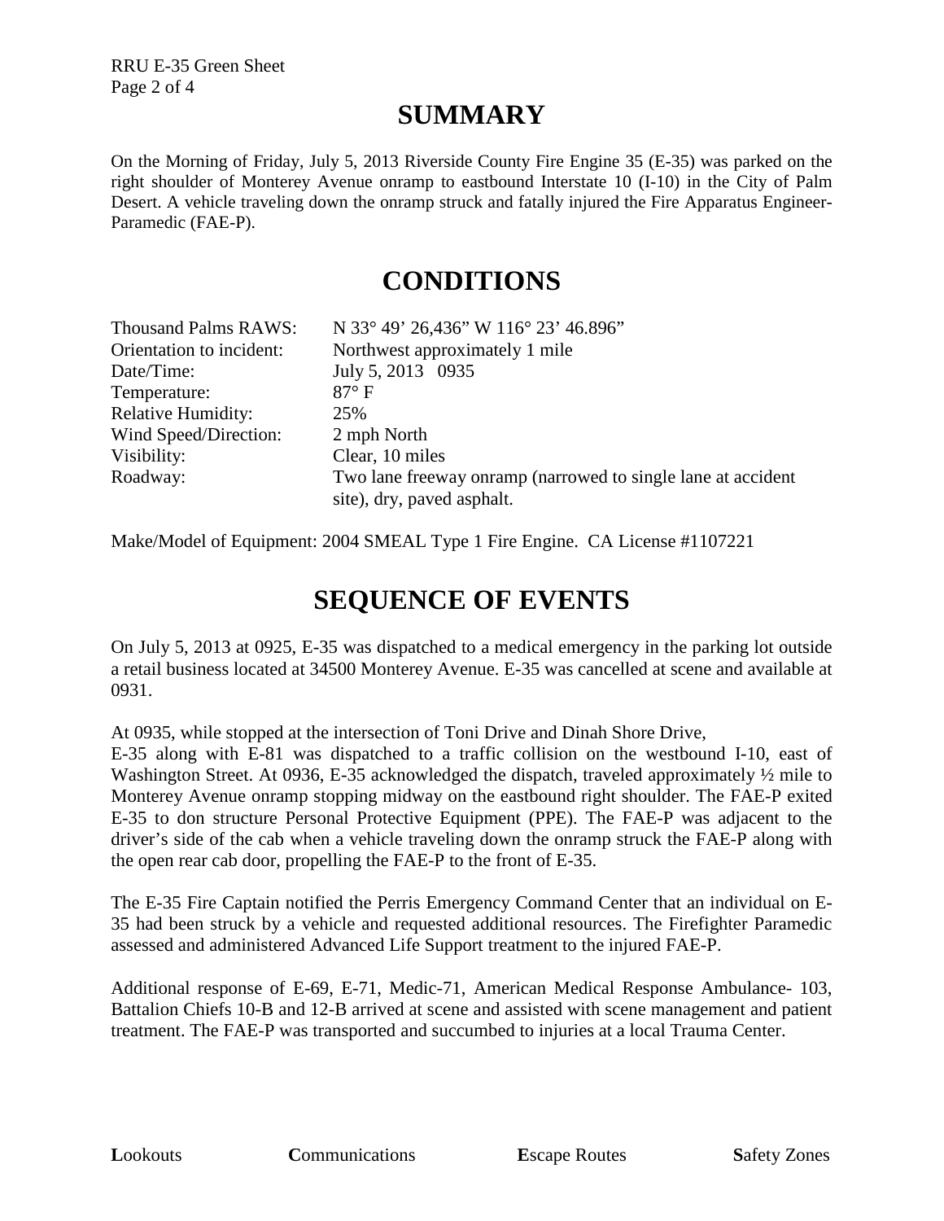# SUMMARY

On the Morning of Friday, July 5, 2013 Riverside County Fire Engine 35 (E-35) was parked on the right shoulder of Monterey Avenue onramp to eastbound Interstate 10 (I-10) in the City of Palm Desert. A vehicle traveling down the onramp struck and fatally injured the Fire Apparatus Engineer-Paramedic (FAE-P).

# CONDITIONS

| | |
|---|---|
| Thousand Palms RAWS: | N 33° 49' 26,436" W 116° 23' 46.896" |
| Orientation to incident: | Northwest approximately 1 mile |
| Date/Time: | July 5, 2013 0935 |
| Temperature: | 87° F |
| Relative Humidity: | 25% |
| Wind Speed/Direction: | 2 mph North |
| Visibility: | Clear, 10 miles |
| Roadway: | Two lane freeway onramp (narrowed to single lane at accident site), dry, paved asphalt. |

Make/Model of Equipment: 2004 SMEAL Type 1 Fire Engine. CA License #1107221

# SEQUENCE OF EVENTS

On July 5, 2013 at 0925, E-35 was dispatched to a medical emergency in the parking lot outside a retail business located at 34500 Monterey Avenue. E-35 was cancelled at scene and available at 0931.

At 0935, while stopped at the intersection of Toni Drive and Dinah Shore Drive, E-35 along with E-81 was dispatched to a traffic collision on the westbound I-10, east of Washington Street. At 0936, E-35 acknowledged the dispatch, traveled approximately ½ mile to Monterey Avenue onramp stopping midway on the eastbound right shoulder. The FAE-P exited E-35 to don structure Personal Protective Equipment (PPE). The FAE-P was adjacent to the driver's side of the cab when a vehicle traveling down the onramp struck the FAE-P along with the open rear cab door, propelling the FAE-P to the front of E-35.

The E-35 Fire Captain notified the Perris Emergency Command Center that an individual on E-35 had been struck by a vehicle and requested additional resources. The Firefighter Paramedic assessed and administered Advanced Life Support treatment to the injured FAE-P.

Additional response of E-69, E-71, Medic-71, American Medical Response Ambulance- 103, Battalion Chiefs 10-B and 12-B arrived at scene and assisted with scene management and patient treatment. The FAE-P was transported and succumbed to injuries at a local Trauma Center.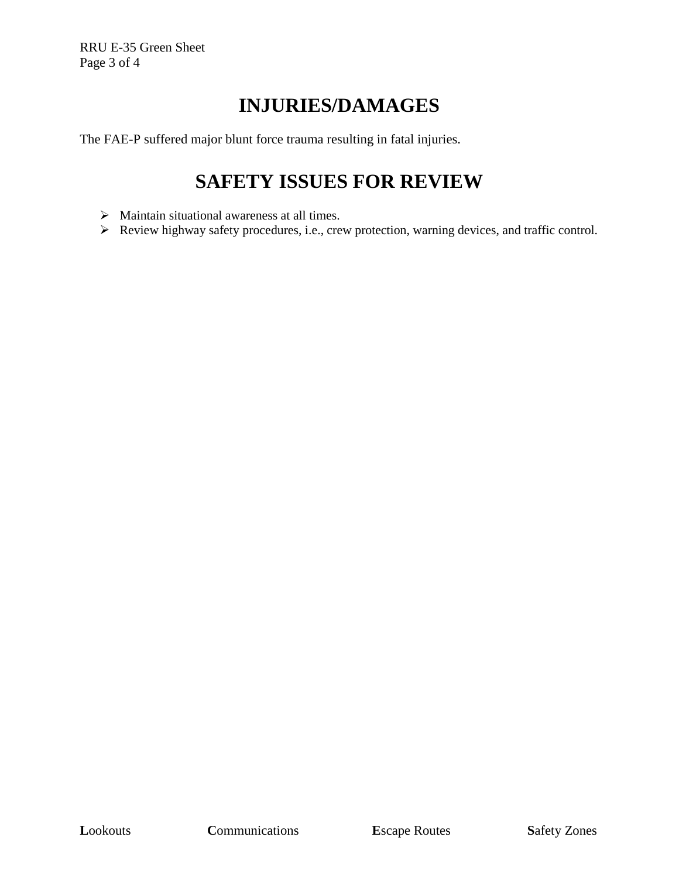# INJURIES/DAMAGES

The FAE-P suffered major blunt force trauma resulting in fatal injuries.

# SAFETY ISSUES FOR REVIEW

- Maintain situational awareness at all times.
- Review highway safety procedures, i.e., crew protection, warning devices, and traffic control.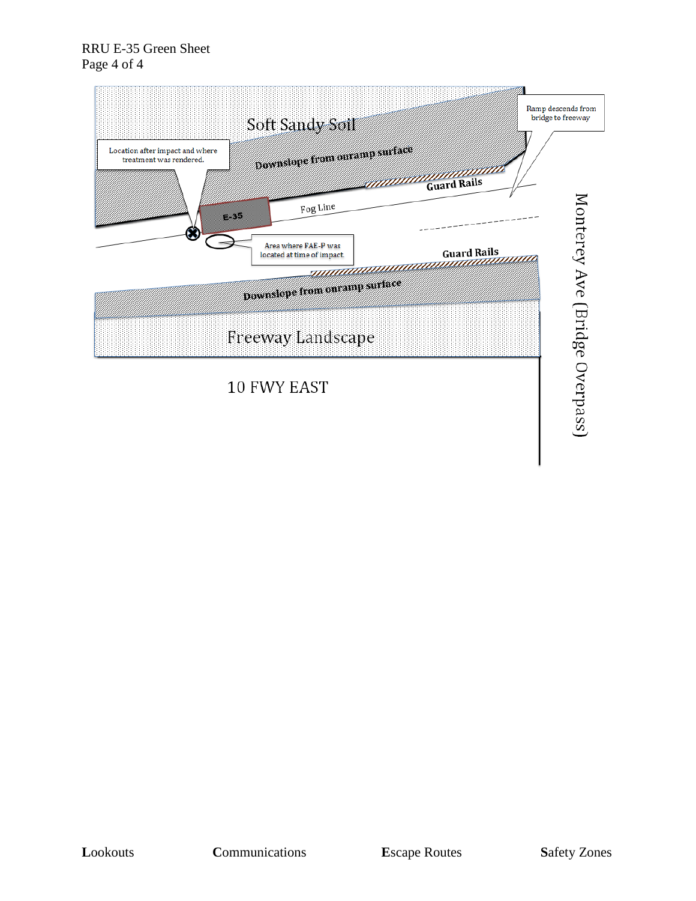Soft Sandy Soil

Ramp descends from bridge to freeway

Location after impact and where treatment was rendered.

Downslope from onramp surface

Guard Rails

Fog Line

E-35

Area where FAE-P was located at time of impact.

Guard Rails

Downslope from onramp surface

Freeway Landscape

10 FWY EAST

Monterey Ave (Bridge Overpass)

**L**ookouts **C**ommunications **E**scape Routes **S**afety Zones